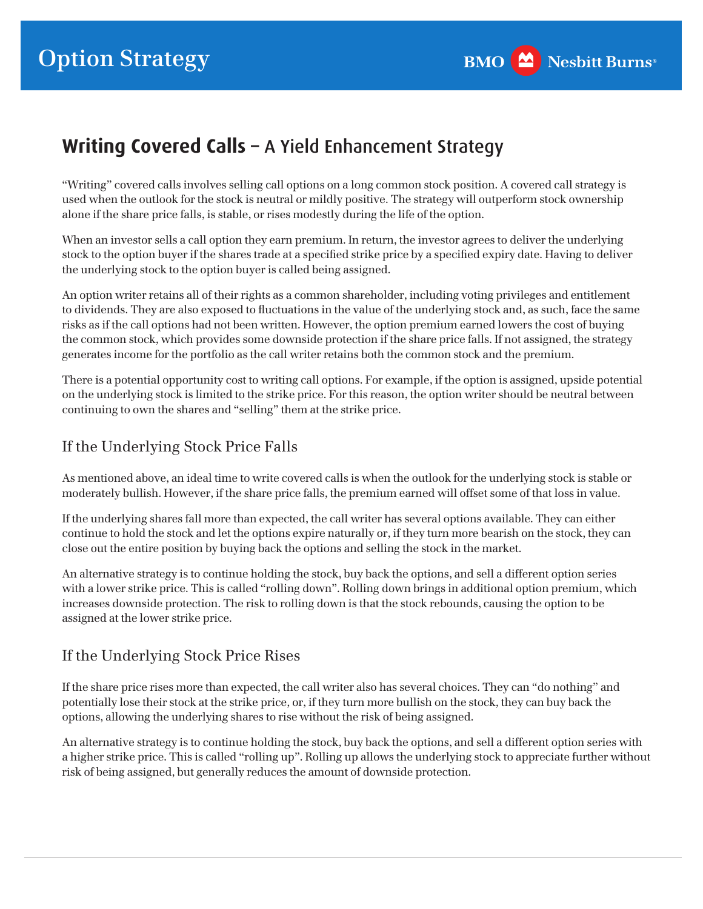# Option Strategy

BMO Nesbitt Burns®

## **Writing Covered Calls** – A Yield Enhancement Strategy

"Writing" covered calls involves selling call options on a long common stock position. A covered call strategy is used when the outlook for the stock is neutral or mildly positive. The strategy will outperform stock ownership alone if the share price falls, is stable, or rises modestly during the life of the option.

When an investor sells a call option they earn premium. In return, the investor agrees to deliver the underlying stock to the option buyer if the shares trade at a specified strike price by a specified expiry date. Having to deliver the underlying stock to the option buyer is called being assigned.

An option writer retains all of their rights as a common shareholder, including voting privileges and entitlement to dividends. They are also exposed to fluctuations in the value of the underlying stock and, as such, face the same risks as if the call options had not been written. However, the option premium earned lowers the cost of buying the common stock, which provides some downside protection if the share price falls. If not assigned, the strategy generates income for the portfolio as the call writer retains both the common stock and the premium.

There is a potential opportunity cost to writing call options. For example, if the option is assigned, upside potential on the underlying stock is limited to the strike price. For this reason, the option writer should be neutral between continuing to own the shares and "selling" them at the strike price.

### If the Underlying Stock Price Falls

As mentioned above, an ideal time to write covered calls is when the outlook for the underlying stock is stable or moderately bullish. However, if the share price falls, the premium earned will offset some of that loss in value.

If the underlying shares fall more than expected, the call writer has several options available. They can either continue to hold the stock and let the options expire naturally or, if they turn more bearish on the stock, they can close out the entire position by buying back the options and selling the stock in the market.

An alternative strategy is to continue holding the stock, buy back the options, and sell a different option series with a lower strike price. This is called "rolling down". Rolling down brings in additional option premium, which increases downside protection. The risk to rolling down is that the stock rebounds, causing the option to be assigned at the lower strike price.

### If the Underlying Stock Price Rises

If the share price rises more than expected, the call writer also has several choices. They can "do nothing" and potentially lose their stock at the strike price, or, if they turn more bullish on the stock, they can buy back the options, allowing the underlying shares to rise without the risk of being assigned.

An alternative strategy is to continue holding the stock, buy back the options, and sell a different option series with a higher strike price. This is called "rolling up". Rolling up allows the underlying stock to appreciate further without risk of being assigned, but generally reduces the amount of downside protection.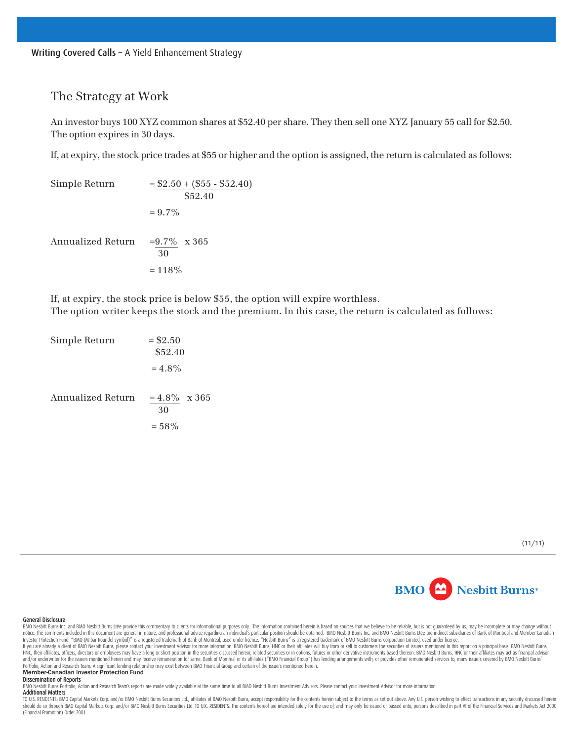## The Strategy at Work

An investor buys 100 XYZ common shares at \$52.40 per share. They then sell one XYZ January 55 call for \$2.50. The option expires in 30 days.

If, at expiry, the stock price trades at \$55 or higher and the option is assigned, the return is calculated as follows:

Simple Return $= \frac{\$2.50 + (\$55 - \$52.40)}{\$52.40}$

$= 9.7\%$

Annualized Return $= \frac{9.7\%}{30} \times 365$

$= 118\%$

If, at expiry, the stock price is below \$55, the option will expire worthless.
The option writer keeps the stock and the premium. In this case, the return is calculated as follows:

Simple Return $= \frac{\$2.50}{\$52.40}$

$= 4.8\%$

Annualized Return $= \frac{4.8\%}{30} \times 365$

$= 58\%$

(11/11)

BMO Nesbitt Burns®

**General Disclosure**
BMO Nesbitt Burns Inc. and BMO Nesbitt Burns Ltée provide this commentary to clients for informational purposes only. The information contained herein is based on sources that we believe to be reliable, but is not guaranteed by us, may be incomplete or may change without notice. The comments included in this document are general in nature, and professional advice regarding an individual's particular position should be obtained. BMO Nesbitt Burns Inc. and BMO Nesbitt Burns Ltée are indirect subsidiaries of Bank of Montreal and Member-Canadian Investor Protection Fund. "BMO (M-bar Roundel symbol)" is a registered trademark of Bank of Montreal, used under licence. "Nesbitt Burns" is a registered trademark of BMO Nesbitt Burns Corporation Limited, used under licence.
If you are already a client of BMO Nesbitt Burns, please contact your Investment Advisor for more information. BMO Nesbitt Burns, HNC or their affiliates will buy from or sell to customers the securities of issuers mentioned in this report on a principal basis. BMO Nesbitt Burns, HNC, their affiliates, officers, directors or employees may have a long or short position in the securities discussed herein, related securities or in options, futures or other derivative instruments based thereon. BMO Nesbitt Burns, HNC or their affiliates may act as financial advisor and/or underwriter for the issuers mentioned herein and may receive remuneration for same. Bank of Montreal or its affiliates ("BMO Financial Group") has lending arrangements with, or provides other remunerated services to, many issuers covered by BMO Nesbitt Burns' Portfolio, Action and Research Team. A significant lending relationship may exist between BMO Financial Group and certain of the issuers mentioned herein.
**Member-Canadian Investor Protection Fund**
**Dissemination of Reports**
BMO Nesbitt Burns Portfolio, Action and Research Team's reports are made widely available at the same time to all BMO Nesbitt Burns Investment Advisors. Please contact your Investment Advisor for more information.
**Additional Matters**
TO U.S. RESIDENTS: BMO Capital Markets Corp. and/or BMO Nesbitt Burns Securities Ltd., affiliates of BMO Nesbitt Burns, accept responsibility for the contents herein subject to the terms as set out above. Any U.S. person wishing to effect transactions in any security discussed herein should do so through BMO Capital Markets Corp. and/or BMO Nesbitt Burns Securities Ltd. TO U.K. RESIDENTS: The contents hereof are intended solely for the use of, and may only be issued or passed onto, persons described in part VI of the Financial Services and Markets Act 2000 (Financial Promotion) Order 2001.